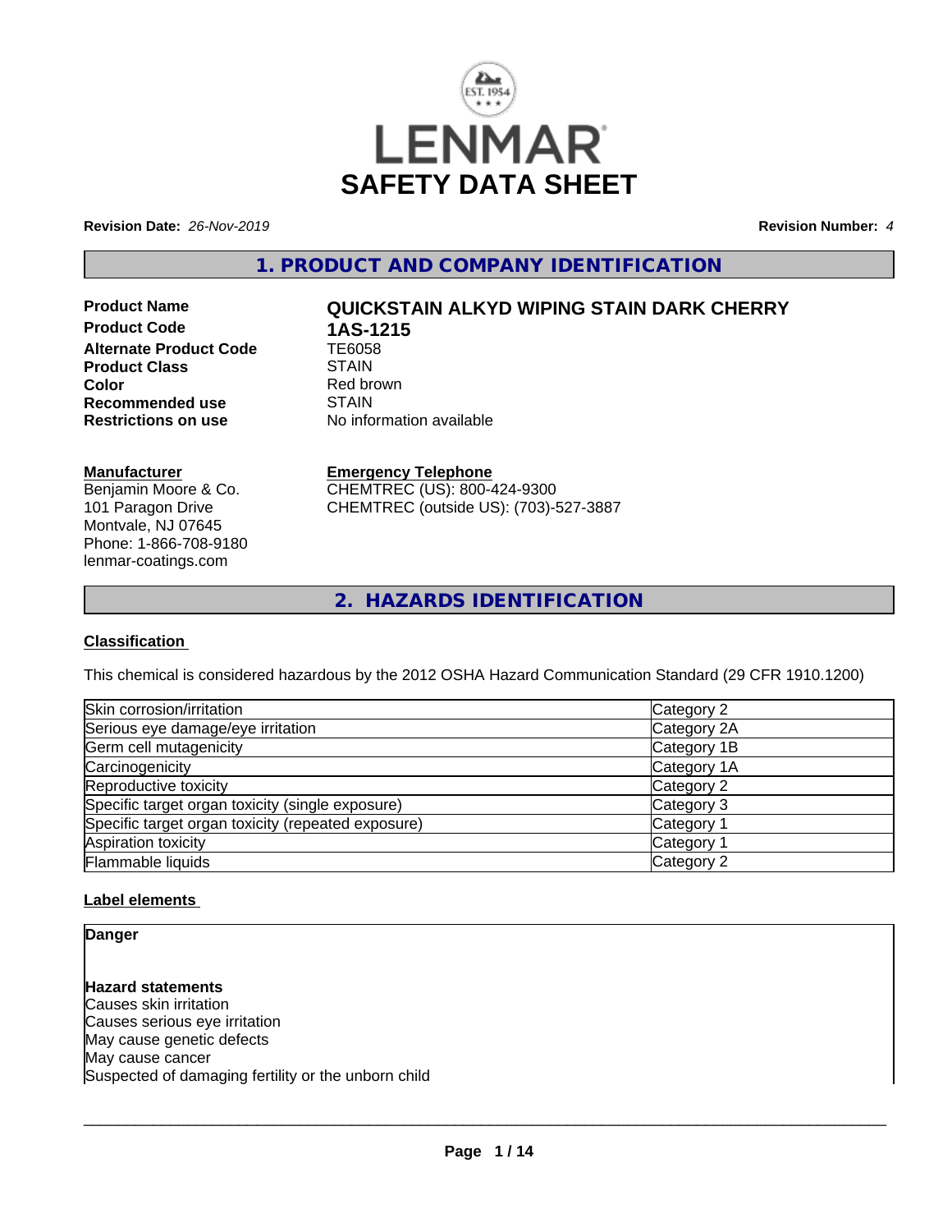# LENMAR

# SAFETY DATA SHEET

**Revision Date:** *26-Nov-2019*

**Revision Number:** *4*

## 1. PRODUCT AND COMPANY IDENTIFICATION

| | |
|---|---|
| **Product Name** | **QUICKSTAIN ALKYD WIPING STAIN DARK CHERRY** |
| **Product Code** | **1AS-1215** |
| **Alternate Product Code** | TE6058 |
| **Product Class** | STAIN |
| **Color** | Red brown |
| **Recommended use** | STAIN |
| **Restrictions on use** | No information available |

**Manufacturer**
Benjamin Moore & Co.
101 Paragon Drive
Montvale, NJ 07645
Phone: 1-866-708-9180
lenmar-coatings.com

**Emergency Telephone**
CHEMTREC (US): 800-424-9300
CHEMTREC (outside US): (703)-527-3887

## 2. HAZARDS IDENTIFICATION

### Classification

This chemical is considered hazardous by the 2012 OSHA Hazard Communication Standard (29 CFR 1910.1200)

| | |
|---|---|
| Skin corrosion/irritation | Category 2 |
| Serious eye damage/eye irritation | Category 2A |
| Germ cell mutagenicity | Category 1B |
| Carcinogenicity | Category 1A |
| Reproductive toxicity | Category 2 |
| Specific target organ toxicity (single exposure) | Category 3 |
| Specific target organ toxicity (repeated exposure) | Category 1 |
| Aspiration toxicity | Category 1 |
| Flammable liquids | Category 2 |

### Label elements

**Danger**

**Hazard statements**
Causes skin irritation
Causes serious eye irritation
May cause genetic defects
May cause cancer
Suspected of damaging fertility or the unborn child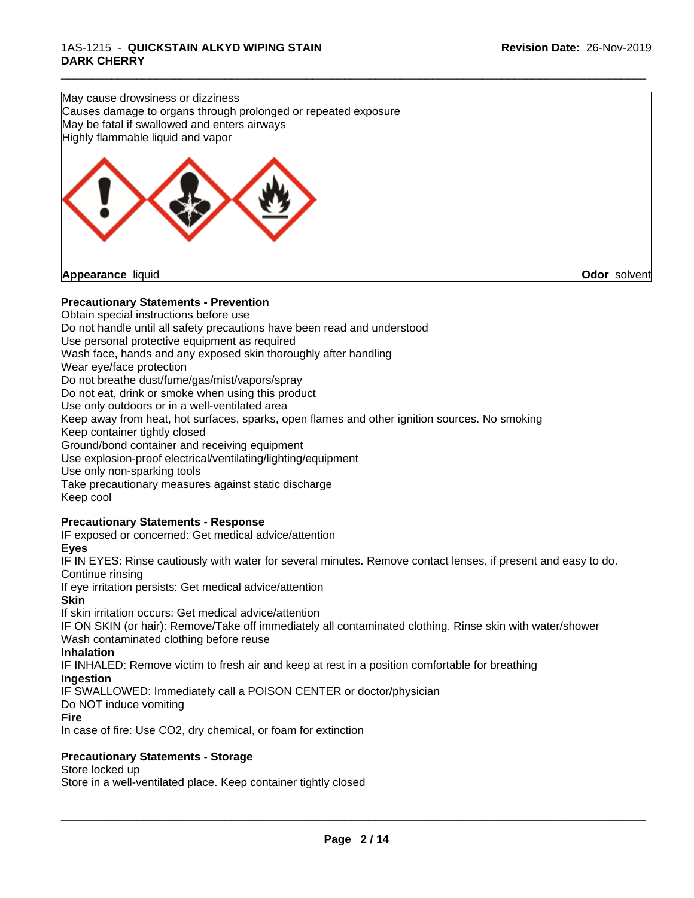May cause drowsiness or dizziness
Causes damage to organs through prolonged or repeated exposure
May be fatal if swallowed and enters airways
Highly flammable liquid and vapor

**Appearance** liquid **Odor** solvent

**Precautionary Statements - Prevention**

Obtain special instructions before use
Do not handle until all safety precautions have been read and understood
Use personal protective equipment as required
Wash face, hands and any exposed skin thoroughly after handling
Wear eye/face protection
Do not breathe dust/fume/gas/mist/vapors/spray
Do not eat, drink or smoke when using this product
Use only outdoors or in a well-ventilated area
Keep away from heat, hot surfaces, sparks, open flames and other ignition sources. No smoking
Keep container tightly closed
Ground/bond container and receiving equipment
Use explosion-proof electrical/ventilating/lighting/equipment
Use only non-sparking tools
Take precautionary measures against static discharge
Keep cool

**Precautionary Statements - Response**

IF exposed or concerned: Get medical advice/attention

**Eyes**

IF IN EYES: Rinse cautiously with water for several minutes. Remove contact lenses, if present and easy to do. Continue rinsing
If eye irritation persists: Get medical advice/attention

**Skin**

If skin irritation occurs: Get medical advice/attention
IF ON SKIN (or hair): Remove/Take off immediately all contaminated clothing. Rinse skin with water/shower
Wash contaminated clothing before reuse

**Inhalation**

IF INHALED: Remove victim to fresh air and keep at rest in a position comfortable for breathing

**Ingestion**

IF SWALLOWED: Immediately call a POISON CENTER or doctor/physician
Do NOT induce vomiting

**Fire**

In case of fire: Use CO2, dry chemical, or foam for extinction

**Precautionary Statements - Storage**

Store locked up
Store in a well-ventilated place. Keep container tightly closed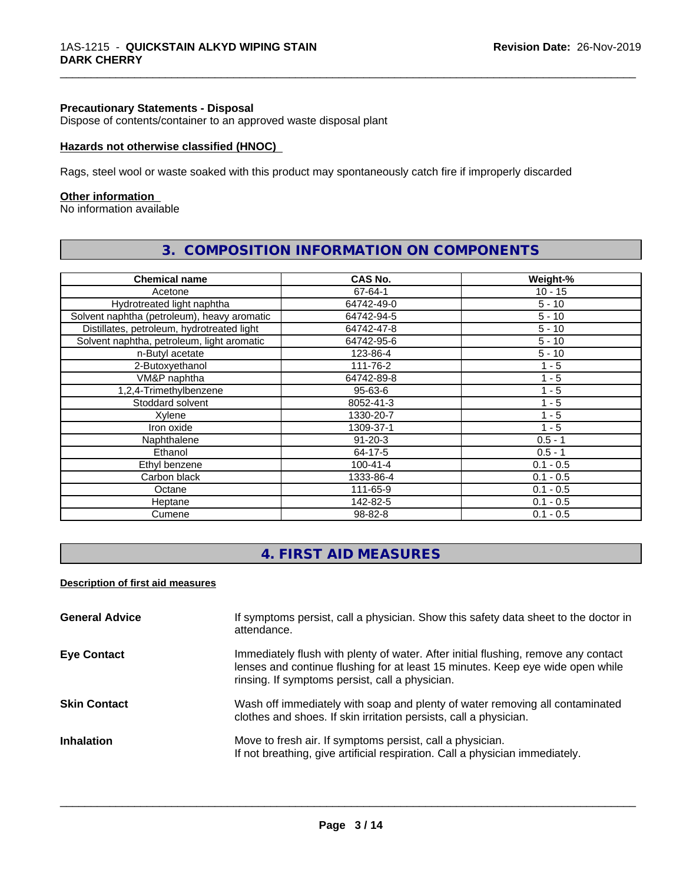**Precautionary Statements - Disposal**
Dispose of contents/container to an approved waste disposal plant

**Hazards not otherwise classified (HNOC)**

Rags, steel wool or waste soaked with this product may spontaneously catch fire if improperly discarded

**Other information**
No information available

## 3. COMPOSITION INFORMATION ON COMPONENTS

| Chemical name | CAS No. | Weight-% |
|---|---|---|
| Acetone | 67-64-1 | 10 - 15 |
| Hydrotreated light naphtha | 64742-49-0 | 5 - 10 |
| Solvent naphtha (petroleum), heavy aromatic | 64742-94-5 | 5 - 10 |
| Distillates, petroleum, hydrotreated light | 64742-47-8 | 5 - 10 |
| Solvent naphtha, petroleum, light aromatic | 64742-95-6 | 5 - 10 |
| n-Butyl acetate | 123-86-4 | 5 - 10 |
| 2-Butoxyethanol | 111-76-2 | 1 - 5 |
| VM&P naphtha | 64742-89-8 | 1 - 5 |
| 1,2,4-Trimethylbenzene | 95-63-6 | 1 - 5 |
| Stoddard solvent | 8052-41-3 | 1 - 5 |
| Xylene | 1330-20-7 | 1 - 5 |
| Iron oxide | 1309-37-1 | 1 - 5 |
| Naphthalene | 91-20-3 | 0.5 - 1 |
| Ethanol | 64-17-5 | 0.5 - 1 |
| Ethyl benzene | 100-41-4 | 0.1 - 0.5 |
| Carbon black | 1333-86-4 | 0.1 - 0.5 |
| Octane | 111-65-9 | 0.1 - 0.5 |
| Heptane | 142-82-5 | 0.1 - 0.5 |
| Cumene | 98-82-8 | 0.1 - 0.5 |

## 4. FIRST AID MEASURES

**Description of first aid measures**

**General Advice** If symptoms persist, call a physician. Show this safety data sheet to the doctor in attendance.

**Eye Contact** Immediately flush with plenty of water. After initial flushing, remove any contact lenses and continue flushing for at least 15 minutes. Keep eye wide open while rinsing. If symptoms persist, call a physician.

**Skin Contact** Wash off immediately with soap and plenty of water removing all contaminated clothes and shoes. If skin irritation persists, call a physician.

**Inhalation** Move to fresh air. If symptoms persist, call a physician.
If not breathing, give artificial respiration. Call a physician immediately.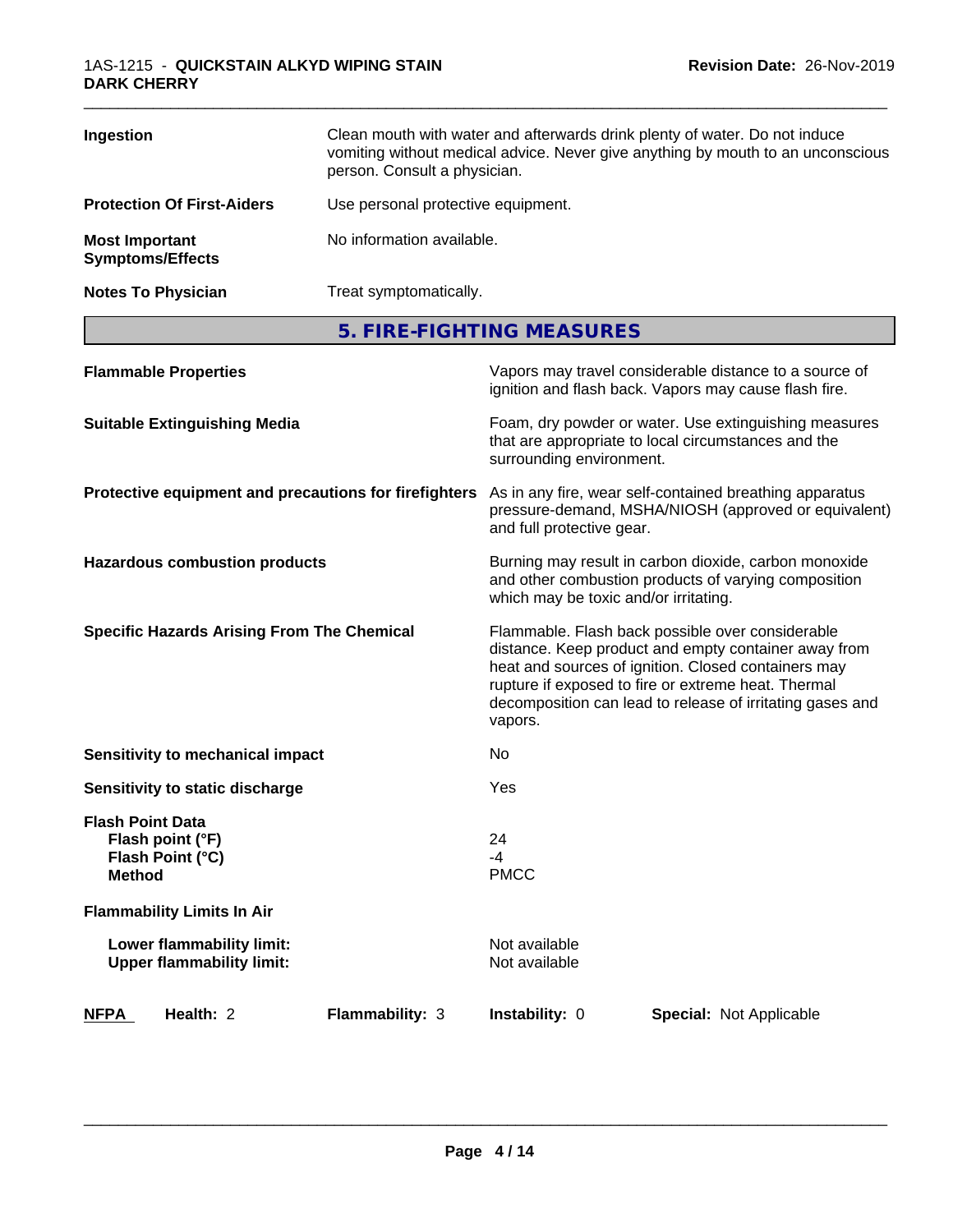| | |
|---|---|
| **Ingestion** | Clean mouth with water and afterwards drink plenty of water. Do not induce vomiting without medical advice. Never give anything by mouth to an unconscious person. Consult a physician. |
| **Protection Of First-Aiders** | Use personal protective equipment. |
| **Most Important Symptoms/Effects** | No information available. |
| **Notes To Physician** | Treat symptomatically. |

## 5. FIRE-FIGHTING MEASURES

| | |
|---|---|
| **Flammable Properties** | Vapors may travel considerable distance to a source of ignition and flash back. Vapors may cause flash fire. |
| **Suitable Extinguishing Media** | Foam, dry powder or water. Use extinguishing measures that are appropriate to local circumstances and the surrounding environment. |
| **Protective equipment and precautions for firefighters** | As in any fire, wear self-contained breathing apparatus pressure-demand, MSHA/NIOSH (approved or equivalent) and full protective gear. |
| **Hazardous combustion products** | Burning may result in carbon dioxide, carbon monoxide and other combustion products of varying composition which may be toxic and/or irritating. |
| **Specific Hazards Arising From The Chemical** | Flammable. Flash back possible over considerable distance. Keep product and empty container away from heat and sources of ignition. Closed containers may rupture if exposed to fire or extreme heat. Thermal decomposition can lead to release of irritating gases and vapors. |
| **Sensitivity to mechanical impact** | No |
| **Sensitivity to static discharge** | Yes |

**Flash Point Data**

| | |
|---|---|
| **Flash point (°F)** | 24 |
| **Flash Point (°C)** | -4 |
| **Method** | PMCC |

**Flammability Limits In Air**

| | |
|---|---|
| **Lower flammability limit:** | Not available |
| **Upper flammability limit:** | Not available |

| **NFPA** | **Health:** 2 | **Flammability:** 3 | **Instability:** 0 | **Special:** Not Applicable |
|---|---|---|---|---|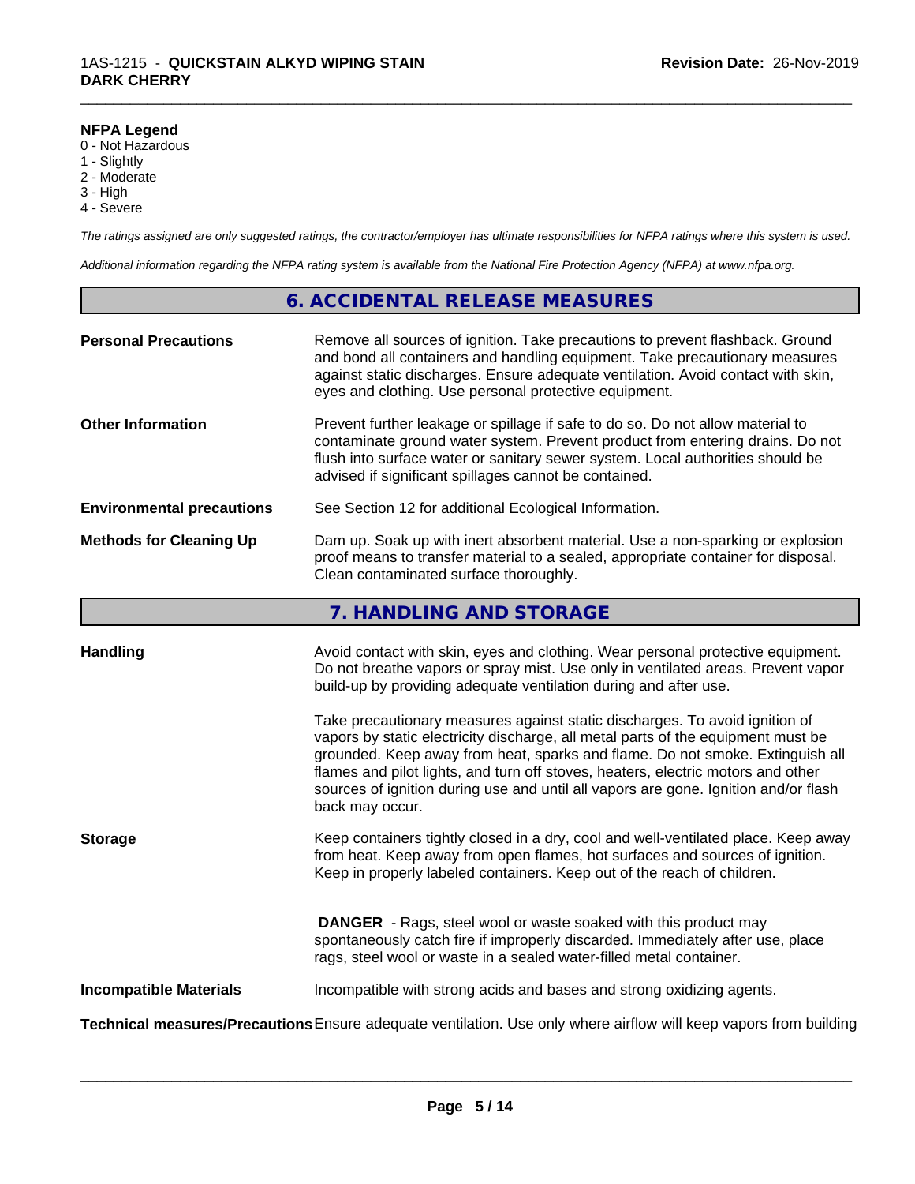**NFPA Legend**
0 - Not Hazardous
1 - Slightly
2 - Moderate
3 - High
4 - Severe

*The ratings assigned are only suggested ratings, the contractor/employer has ultimate responsibilities for NFPA ratings where this system is used.*

*Additional information regarding the NFPA rating system is available from the National Fire Protection Agency (NFPA) at www.nfpa.org.*

## 6. ACCIDENTAL RELEASE MEASURES

**Personal Precautions**
Remove all sources of ignition. Take precautions to prevent flashback. Ground and bond all containers and handling equipment. Take precautionary measures against static discharges. Ensure adequate ventilation. Avoid contact with skin, eyes and clothing. Use personal protective equipment.

**Other Information**
Prevent further leakage or spillage if safe to do so. Do not allow material to contaminate ground water system. Prevent product from entering drains. Do not flush into surface water or sanitary sewer system. Local authorities should be advised if significant spillages cannot be contained.

**Environmental precautions**
See Section 12 for additional Ecological Information.

**Methods for Cleaning Up**
Dam up. Soak up with inert absorbent material. Use a non-sparking or explosion proof means to transfer material to a sealed, appropriate container for disposal. Clean contaminated surface thoroughly.

## 7. HANDLING AND STORAGE

**Handling**
Avoid contact with skin, eyes and clothing. Wear personal protective equipment. Do not breathe vapors or spray mist. Use only in ventilated areas. Prevent vapor build-up by providing adequate ventilation during and after use.

Take precautionary measures against static discharges. To avoid ignition of vapors by static electricity discharge, all metal parts of the equipment must be grounded. Keep away from heat, sparks and flame. Do not smoke. Extinguish all flames and pilot lights, and turn off stoves, heaters, electric motors and other sources of ignition during use and until all vapors are gone. Ignition and/or flash back may occur.

**Storage**
Keep containers tightly closed in a dry, cool and well-ventilated place. Keep away from heat. Keep away from open flames, hot surfaces and sources of ignition. Keep in properly labeled containers. Keep out of the reach of children.

**DANGER** - Rags, steel wool or waste soaked with this product may spontaneously catch fire if improperly discarded. Immediately after use, place rags, steel wool or waste in a sealed water-filled metal container.

**Incompatible Materials**
Incompatible with strong acids and bases and strong oxidizing agents.

**Technical measures/Precautions**
Ensure adequate ventilation. Use only where airflow will keep vapors from building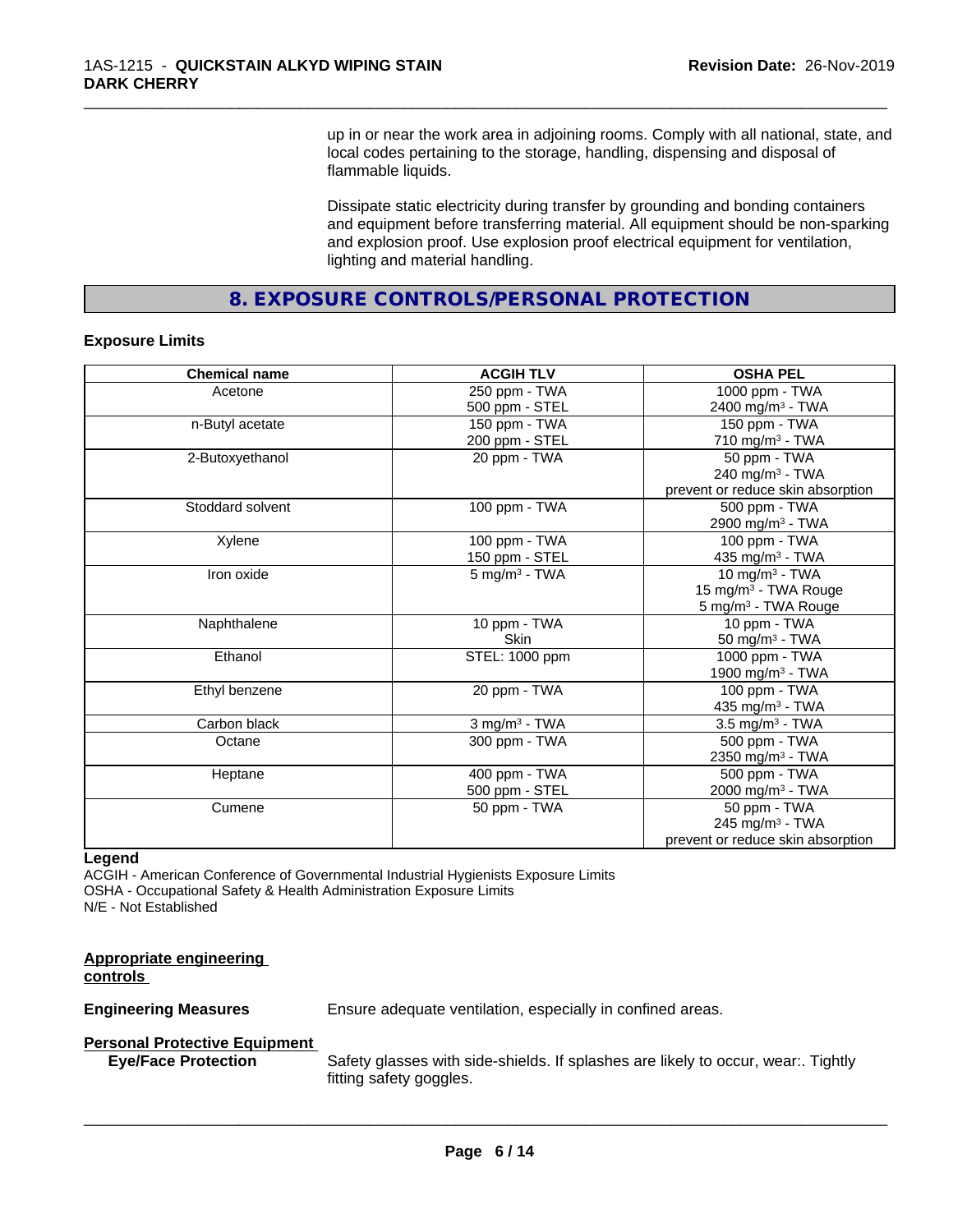up in or near the work area in adjoining rooms. Comply with all national, state, and local codes pertaining to the storage, handling, dispensing and disposal of flammable liquids.

Dissipate static electricity during transfer by grounding and bonding containers and equipment before transferring material. All equipment should be non-sparking and explosion proof. Use explosion proof electrical equipment for ventilation, lighting and material handling.

## 8. EXPOSURE CONTROLS/PERSONAL PROTECTION

**Exposure Limits**

| Chemical name | ACGIH TLV | OSHA PEL |
|---|---|---|
| Acetone | 250 ppm - TWA<br>500 ppm - STEL | 1000 ppm - TWA<br>2400 mg/m³ - TWA |
| n-Butyl acetate | 150 ppm - TWA<br>200 ppm - STEL | 150 ppm - TWA<br>710 mg/m³ - TWA |
| 2-Butoxyethanol | 20 ppm - TWA | 50 ppm - TWA<br>240 mg/m³ - TWA<br>prevent or reduce skin absorption |
| Stoddard solvent | 100 ppm - TWA | 500 ppm - TWA<br>2900 mg/m³ - TWA |
| Xylene | 100 ppm - TWA<br>150 ppm - STEL | 100 ppm - TWA<br>435 mg/m³ - TWA |
| Iron oxide | 5 mg/m³ - TWA | 10 mg/m³ - TWA<br>15 mg/m³ - TWA Rouge<br>5 mg/m³ - TWA Rouge |
| Naphthalene | 10 ppm - TWA<br>Skin | 10 ppm - TWA<br>50 mg/m³ - TWA |
| Ethanol | STEL: 1000 ppm | 1000 ppm - TWA<br>1900 mg/m³ - TWA |
| Ethyl benzene | 20 ppm - TWA | 100 ppm - TWA<br>435 mg/m³ - TWA |
| Carbon black | 3 mg/m³ - TWA | 3.5 mg/m³ - TWA |
| Octane | 300 ppm - TWA | 500 ppm - TWA<br>2350 mg/m³ - TWA |
| Heptane | 400 ppm - TWA<br>500 ppm - STEL | 500 ppm - TWA<br>2000 mg/m³ - TWA |
| Cumene | 50 ppm - TWA | 50 ppm - TWA<br>245 mg/m³ - TWA<br>prevent or reduce skin absorption |

**Legend**

ACGIH - American Conference of Governmental Industrial Hygienists Exposure Limits
OSHA - Occupational Safety & Health Administration Exposure Limits
N/E - Not Established

**Appropriate engineering controls**

**Engineering Measures** Ensure adequate ventilation, especially in confined areas.

**Personal Protective Equipment**

**Eye/Face Protection** Safety glasses with side-shields. If splashes are likely to occur, wear:. Tightly fitting safety goggles.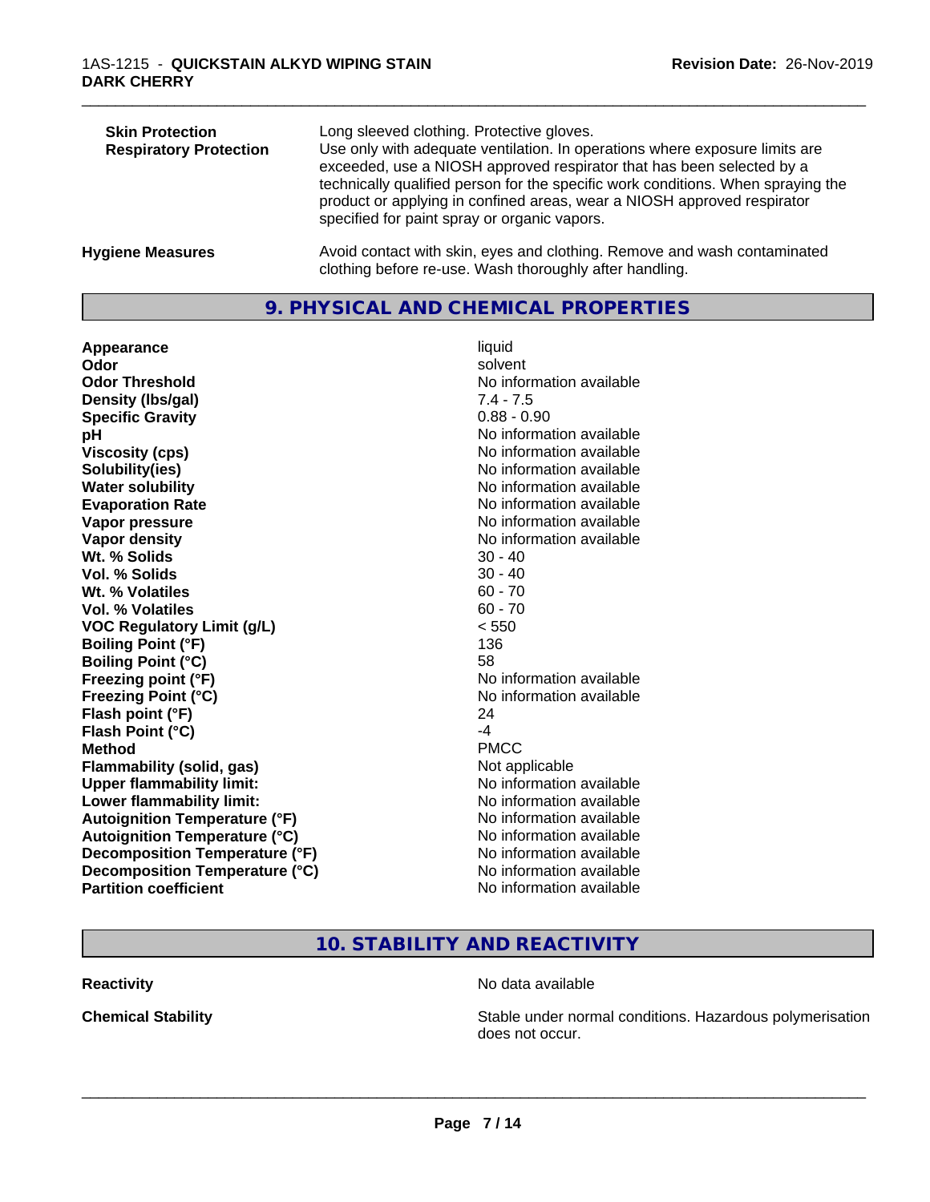| | |
|---|---|
| **Skin Protection** | Long sleeved clothing. Protective gloves. |
| **Respiratory Protection** | Use only with adequate ventilation. In operations where exposure limits are exceeded, use a NIOSH approved respirator that has been selected by a technically qualified person for the specific work conditions. When spraying the product or applying in confined areas, wear a NIOSH approved respirator specified for paint spray or organic vapors. |

**Hygiene Measures** Avoid contact with skin, eyes and clothing. Remove and wash contaminated clothing before re-use. Wash thoroughly after handling.

## 9. PHYSICAL AND CHEMICAL PROPERTIES

| | |
|---|---|
| **Appearance** | liquid |
| **Odor** | solvent |
| **Odor Threshold** | No information available |
| **Density (lbs/gal)** | 7.4 - 7.5 |
| **Specific Gravity** | 0.88 - 0.90 |
| **pH** | No information available |
| **Viscosity (cps)** | No information available |
| **Solubility(ies)** | No information available |
| **Water solubility** | No information available |
| **Evaporation Rate** | No information available |
| **Vapor pressure** | No information available |
| **Vapor density** | No information available |
| **Wt. % Solids** | 30 - 40 |
| **Vol. % Solids** | 30 - 40 |
| **Wt. % Volatiles** | 60 - 70 |
| **Vol. % Volatiles** | 60 - 70 |
| **VOC Regulatory Limit (g/L)** | < 550 |
| **Boiling Point (°F)** | 136 |
| **Boiling Point (°C)** | 58 |
| **Freezing point (°F)** | No information available |
| **Freezing Point (°C)** | No information available |
| **Flash point (°F)** | 24 |
| **Flash Point (°C)** | -4 |
| **Method** | PMCC |
| **Flammability (solid, gas)** | Not applicable |
| **Upper flammability limit:** | No information available |
| **Lower flammability limit:** | No information available |
| **Autoignition Temperature (°F)** | No information available |
| **Autoignition Temperature (°C)** | No information available |
| **Decomposition Temperature (°F)** | No information available |
| **Decomposition Temperature (°C)** | No information available |
| **Partition coefficient** | No information available |

## 10. STABILITY AND REACTIVITY

| | |
|---|---|
| **Reactivity** | No data available |
| **Chemical Stability** | Stable under normal conditions. Hazardous polymerisation does not occur. |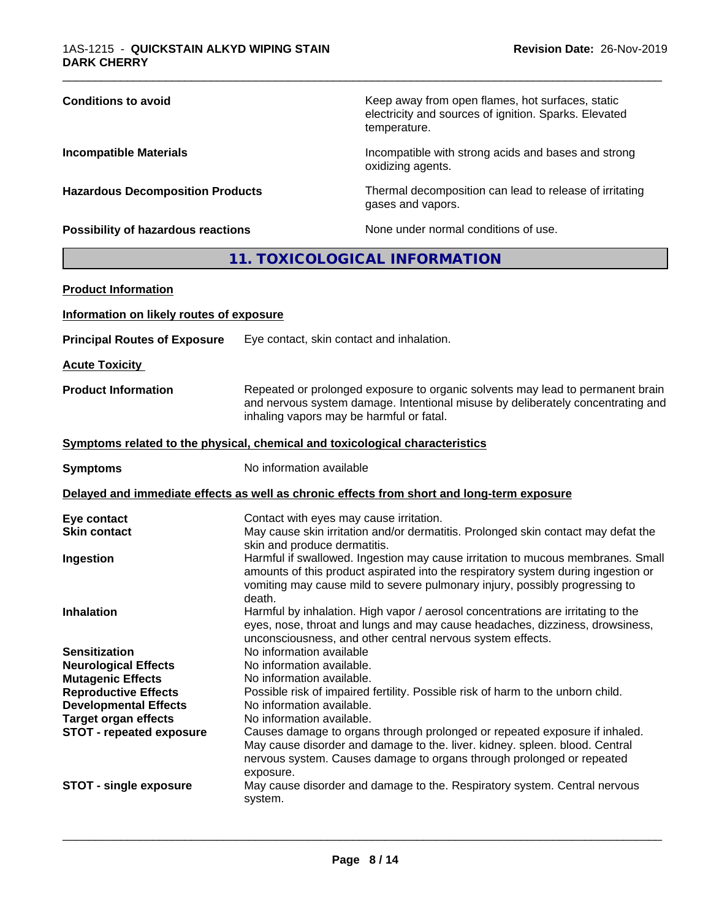| | |
|---|---|
| **Conditions to avoid** | Keep away from open flames, hot surfaces, static electricity and sources of ignition. Sparks. Elevated temperature. |
| **Incompatible Materials** | Incompatible with strong acids and bases and strong oxidizing agents. |
| **Hazardous Decomposition Products** | Thermal decomposition can lead to release of irritating gases and vapors. |
| **Possibility of hazardous reactions** | None under normal conditions of use. |

## 11. TOXICOLOGICAL INFORMATION

**Product Information**

**Information on likely routes of exposure**

**Principal Routes of Exposure** Eye contact, skin contact and inhalation.

**Acute Toxicity**

**Product Information** Repeated or prolonged exposure to organic solvents may lead to permanent brain and nervous system damage. Intentional misuse by deliberately concentrating and inhaling vapors may be harmful or fatal.

**Symptoms related to the physical, chemical and toxicological characteristics**

**Symptoms** No information available

**Delayed and immediate effects as well as chronic effects from short and long-term exposure**

| | |
|---|---|
| **Eye contact** | Contact with eyes may cause irritation. |
| **Skin contact** | May cause skin irritation and/or dermatitis. Prolonged skin contact may defat the skin and produce dermatitis. |
| **Ingestion** | Harmful if swallowed. Ingestion may cause irritation to mucous membranes. Small amounts of this product aspirated into the respiratory system during ingestion or vomiting may cause mild to severe pulmonary injury, possibly progressing to death. |
| **Inhalation** | Harmful by inhalation. High vapor / aerosol concentrations are irritating to the eyes, nose, throat and lungs and may cause headaches, dizziness, drowsiness, unconsciousness, and other central nervous system effects. |
| **Sensitization** | No information available |
| **Neurological Effects** | No information available. |
| **Mutagenic Effects** | No information available. |
| **Reproductive Effects** | Possible risk of impaired fertility. Possible risk of harm to the unborn child. |
| **Developmental Effects** | No information available. |
| **Target organ effects** | No information available. |
| **STOT - repeated exposure** | Causes damage to organs through prolonged or repeated exposure if inhaled. May cause disorder and damage to the. liver. kidney. spleen. blood. Central nervous system. Causes damage to organs through prolonged or repeated exposure. |
| **STOT - single exposure** | May cause disorder and damage to the. Respiratory system. Central nervous system. |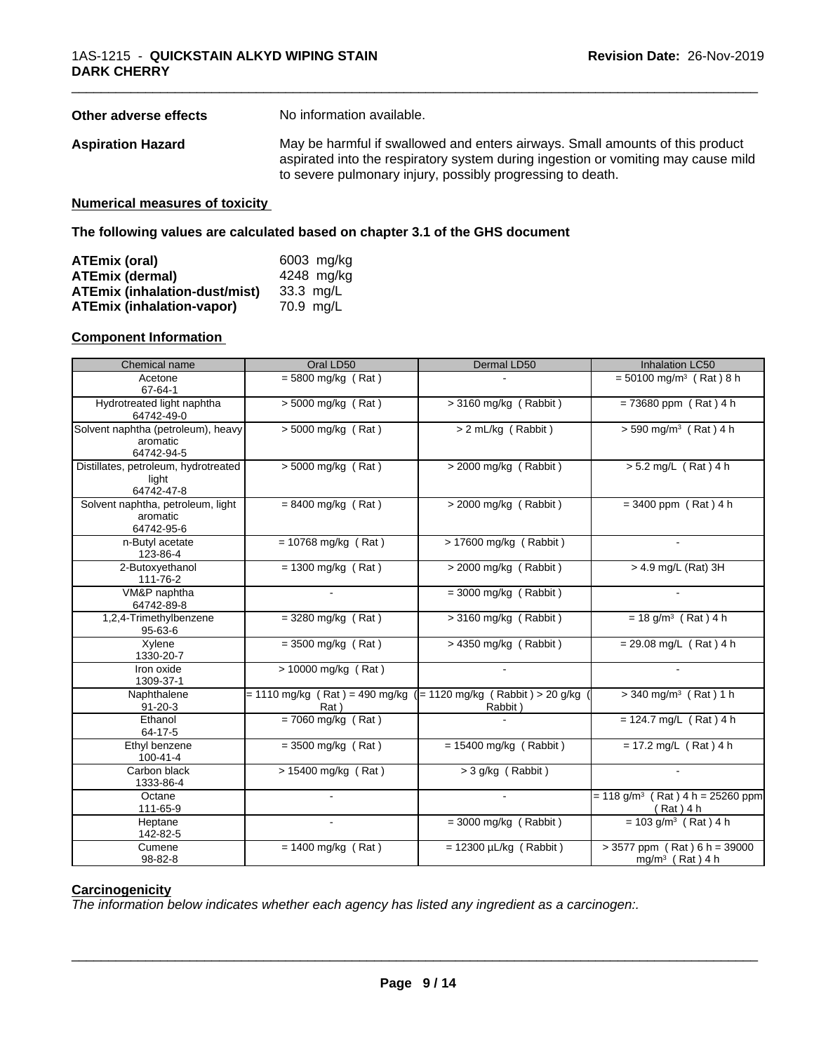**Other adverse effects** No information available.

**Aspiration Hazard** May be harmful if swallowed and enters airways. Small amounts of this product aspirated into the respiratory system during ingestion or vomiting may cause mild to severe pulmonary injury, possibly progressing to death.

**Numerical measures of toxicity**

**The following values are calculated based on chapter 3.1 of the GHS document**

| | |
|---|---|
| **ATEmix (oral)** | 6003 mg/kg |
| **ATEmix (dermal)** | 4248 mg/kg |
| **ATEmix (inhalation-dust/mist)** | 33.3 mg/L |
| **ATEmix (inhalation-vapor)** | 70.9 mg/L |

**Component Information**

| Chemical name | Oral LD50 | Dermal LD50 | Inhalation LC50 |
|---|---|---|---|
| Acetone<br>67-64-1 | = 5800 mg/kg ( Rat ) | - | = 50100 mg/m³ ( Rat ) 8 h |
| Hydrotreated light naphtha<br>64742-49-0 | > 5000 mg/kg ( Rat ) | > 3160 mg/kg ( Rabbit ) | = 73680 ppm ( Rat ) 4 h |
| Solvent naphtha (petroleum), heavy aromatic<br>64742-94-5 | > 5000 mg/kg ( Rat ) | > 2 mL/kg ( Rabbit ) | > 590 mg/m³ ( Rat ) 4 h |
| Distillates, petroleum, hydrotreated light<br>64742-47-8 | > 5000 mg/kg ( Rat ) | > 2000 mg/kg ( Rabbit ) | > 5.2 mg/L ( Rat ) 4 h |
| Solvent naphtha, petroleum, light aromatic<br>64742-95-6 | = 8400 mg/kg ( Rat ) | > 2000 mg/kg ( Rabbit ) | = 3400 ppm ( Rat ) 4 h |
| n-Butyl acetate<br>123-86-4 | = 10768 mg/kg ( Rat ) | > 17600 mg/kg ( Rabbit ) | - |
| 2-Butoxyethanol<br>111-76-2 | = 1300 mg/kg ( Rat ) | > 2000 mg/kg ( Rabbit ) | > 4.9 mg/L (Rat) 3H |
| VM&P naphtha<br>64742-89-8 | - | = 3000 mg/kg ( Rabbit ) | - |
| 1,2,4-Trimethylbenzene<br>95-63-6 | = 3280 mg/kg ( Rat ) | > 3160 mg/kg ( Rabbit ) | = 18 g/m³ ( Rat ) 4 h |
| Xylene<br>1330-20-7 | = 3500 mg/kg ( Rat ) | > 4350 mg/kg ( Rabbit ) | = 29.08 mg/L ( Rat ) 4 h |
| Iron oxide<br>1309-37-1 | > 10000 mg/kg ( Rat ) | - | - |
| Naphthalene<br>91-20-3 | = 1110 mg/kg ( Rat ) = 490 mg/kg ( Rat ) | = 1120 mg/kg ( Rabbit ) > 20 g/kg ( Rabbit ) | > 340 mg/m³ ( Rat ) 1 h |
| Ethanol<br>64-17-5 | = 7060 mg/kg ( Rat ) | - | = 124.7 mg/L ( Rat ) 4 h |
| Ethyl benzene<br>100-41-4 | = 3500 mg/kg ( Rat ) | = 15400 mg/kg ( Rabbit ) | = 17.2 mg/L ( Rat ) 4 h |
| Carbon black<br>1333-86-4 | > 15400 mg/kg ( Rat ) | > 3 g/kg ( Rabbit ) | - |
| Octane<br>111-65-9 | - | - | = 118 g/m³ ( Rat ) 4 h = 25260 ppm ( Rat ) 4 h |
| Heptane<br>142-82-5 | - | = 3000 mg/kg ( Rabbit ) | = 103 g/m³ ( Rat ) 4 h |
| Cumene<br>98-82-8 | = 1400 mg/kg ( Rat ) | = 12300 µL/kg ( Rabbit ) | > 3577 ppm ( Rat ) 6 h = 39000 mg/m³ ( Rat ) 4 h |

**Carcinogenicity**

*The information below indicates whether each agency has listed any ingredient as a carcinogen:.*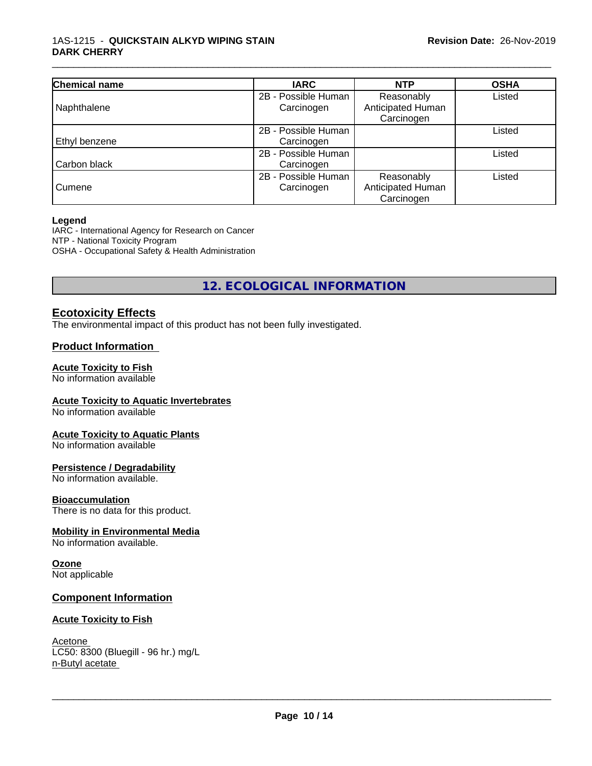| Chemical name | IARC | NTP | OSHA |
|---|---|---|---|
| Naphthalene | 2B - Possible Human Carcinogen | Reasonably Anticipated Human Carcinogen | Listed |
| Ethyl benzene | 2B - Possible Human Carcinogen | | Listed |
| Carbon black | 2B - Possible Human Carcinogen | | Listed |
| Cumene | 2B - Possible Human Carcinogen | Reasonably Anticipated Human Carcinogen | Listed |

**Legend**

IARC - International Agency for Research on Cancer
NTP - National Toxicity Program
OSHA - Occupational Safety & Health Administration

## 12. ECOLOGICAL INFORMATION

### Ecotoxicity Effects

The environmental impact of this product has not been fully investigated.

### Product Information

**Acute Toxicity to Fish**
No information available

**Acute Toxicity to Aquatic Invertebrates**
No information available

**Acute Toxicity to Aquatic Plants**
No information available

**Persistence / Degradability**
No information available.

**Bioaccumulation**
There is no data for this product.

**Mobility in Environmental Media**
No information available.

**Ozone**
Not applicable

### Component Information

**Acute Toxicity to Fish**

Acetone
LC50: 8300 (Bluegill - 96 hr.) mg/L
n-Butyl acetate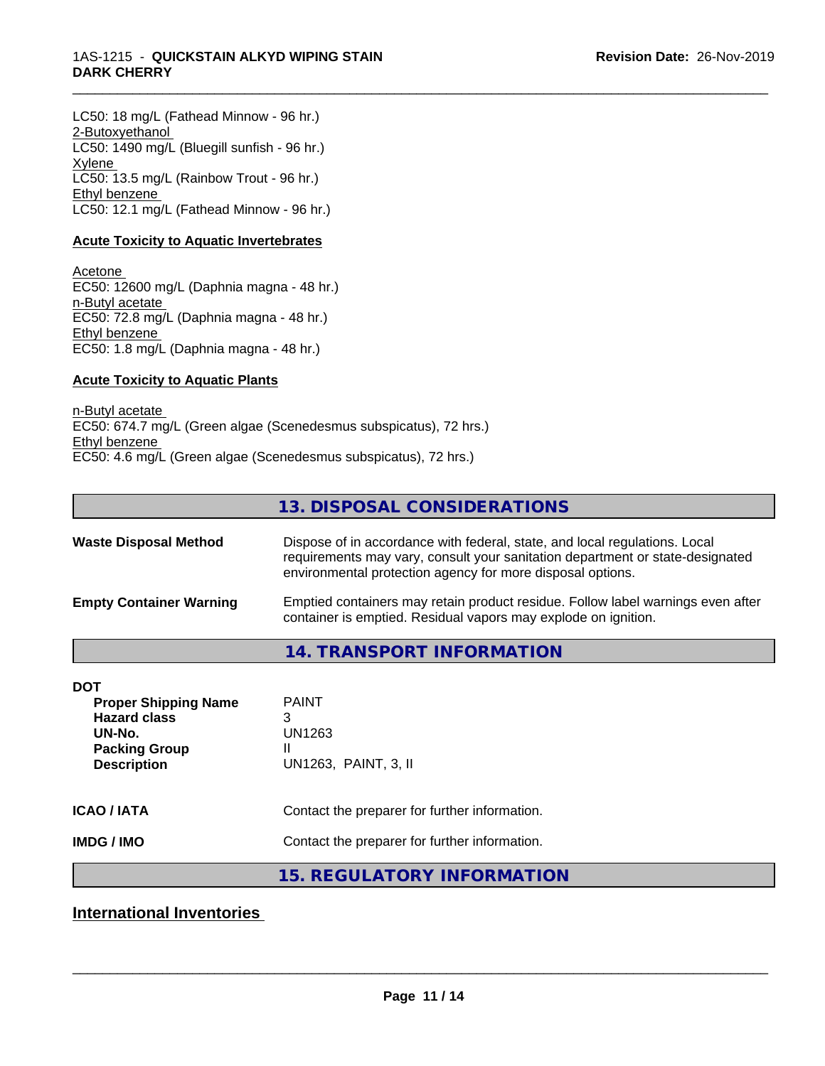LC50: 18 mg/L (Fathead Minnow - 96 hr.)
2-Butoxyethanol
LC50: 1490 mg/L (Bluegill sunfish - 96 hr.)
Xylene
LC50: 13.5 mg/L (Rainbow Trout - 96 hr.)
Ethyl benzene
LC50: 12.1 mg/L (Fathead Minnow - 96 hr.)

**Acute Toxicity to Aquatic Invertebrates**

Acetone
EC50: 12600 mg/L (Daphnia magna - 48 hr.)
n-Butyl acetate
EC50: 72.8 mg/L (Daphnia magna - 48 hr.)
Ethyl benzene
EC50: 1.8 mg/L (Daphnia magna - 48 hr.)

**Acute Toxicity to Aquatic Plants**

n-Butyl acetate
EC50: 674.7 mg/L (Green algae (Scenedesmus subspicatus), 72 hrs.)
Ethyl benzene
EC50: 4.6 mg/L (Green algae (Scenedesmus subspicatus), 72 hrs.)

## 13. DISPOSAL CONSIDERATIONS

**Waste Disposal Method** Dispose of in accordance with federal, state, and local regulations. Local requirements may vary, consult your sanitation department or state-designated environmental protection agency for more disposal options.

**Empty Container Warning** Emptied containers may retain product residue. Follow label warnings even after container is emptied. Residual vapors may explode on ignition.

## 14. TRANSPORT INFORMATION

**DOT**

| | |
|---|---|
| **Proper Shipping Name** | PAINT |
| **Hazard class** | 3 |
| **UN-No.** | UN1263 |
| **Packing Group** | II |
| **Description** | UN1263, PAINT, 3, II |

**ICAO / IATA** Contact the preparer for further information.

**IMDG / IMO** Contact the preparer for further information.

## 15. REGULATORY INFORMATION

**International Inventories**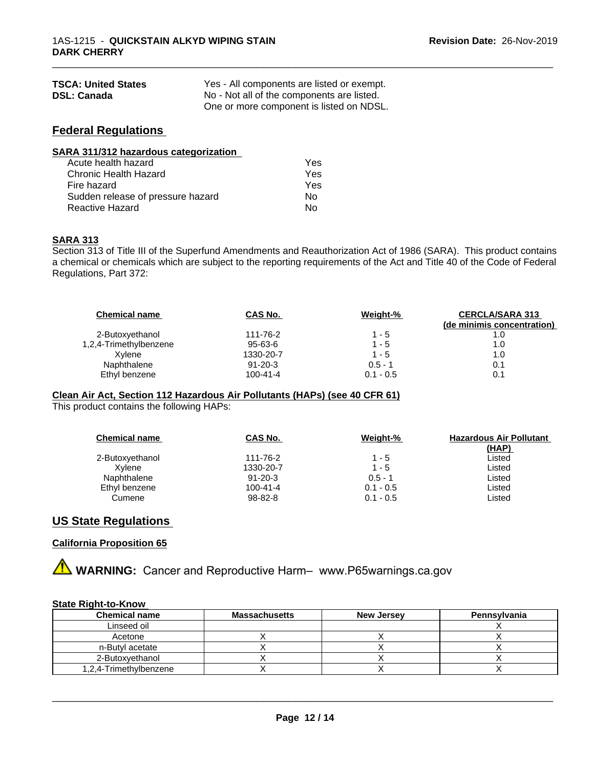| | |
|---|---|
| **TSCA: United States** | Yes - All components are listed or exempt. |
| **DSL: Canada** | No - Not all of the components are listed. One or more component is listed on NDSL. |

## Federal Regulations

**SARA 311/312 hazardous categorization**

| | |
|---|---|
| Acute health hazard | Yes |
| Chronic Health Hazard | Yes |
| Fire hazard | Yes |
| Sudden release of pressure hazard | No |
| Reactive Hazard | No |

**SARA 313**

Section 313 of Title III of the Superfund Amendments and Reauthorization Act of 1986 (SARA). This product contains a chemical or chemicals which are subject to the reporting requirements of the Act and Title 40 of the Code of Federal Regulations, Part 372:

| Chemical name | CAS No. | Weight-% | CERCLA/SARA 313 (de minimis concentration) |
|---|---|---|---|
| 2-Butoxyethanol | 111-76-2 | 1 - 5 | 1.0 |
| 1,2,4-Trimethylbenzene | 95-63-6 | 1 - 5 | 1.0 |
| Xylene | 1330-20-7 | 1 - 5 | 1.0 |
| Naphthalene | 91-20-3 | 0.5 - 1 | 0.1 |
| Ethyl benzene | 100-41-4 | 0.1 - 0.5 | 0.1 |

**Clean Air Act, Section 112 Hazardous Air Pollutants (HAPs) (see 40 CFR 61)**

This product contains the following HAPs:

| Chemical name | CAS No. | Weight-% | Hazardous Air Pollutant (HAP) |
|---|---|---|---|
| 2-Butoxyethanol | 111-76-2 | 1 - 5 | Listed |
| Xylene | 1330-20-7 | 1 - 5 | Listed |
| Naphthalene | 91-20-3 | 0.5 - 1 | Listed |
| Ethyl benzene | 100-41-4 | 0.1 - 0.5 | Listed |
| Cumene | 98-82-8 | 0.1 - 0.5 | Listed |

## US State Regulations

**California Proposition 65**

⚠ **WARNING:** Cancer and Reproductive Harm– www.P65warnings.ca.gov

**State Right-to-Know**

| Chemical name | Massachusetts | New Jersey | Pennsylvania |
|---|---|---|---|
| Linseed oil | | | X |
| Acetone | X | X | X |
| n-Butyl acetate | X | X | X |
| 2-Butoxyethanol | X | X | X |
| 1,2,4-Trimethylbenzene | X | X | X |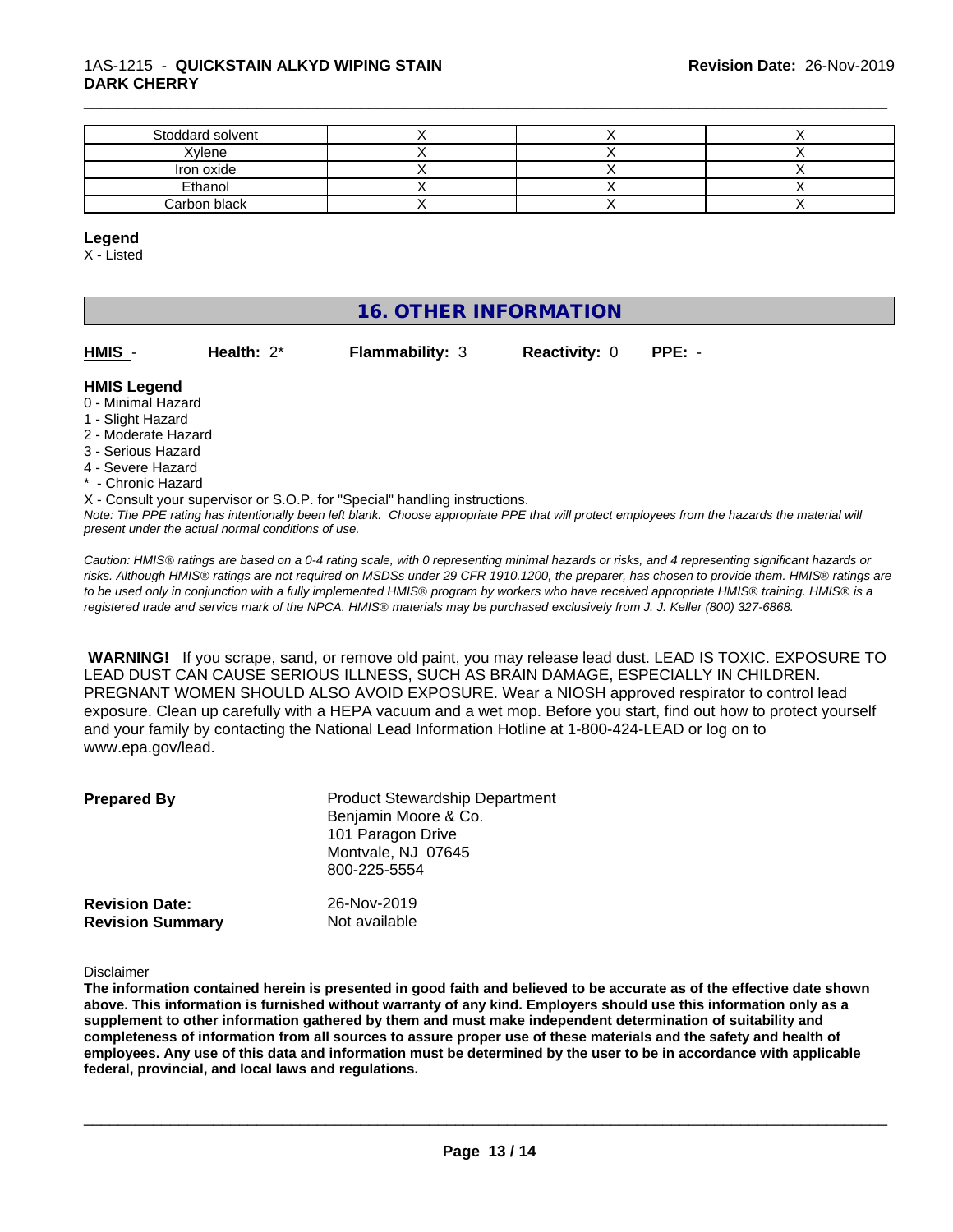| Stoddard solvent | X | X | X |
|---|---|---|---|
| Xylene | X | X | X |
| Iron oxide | X | X | X |
| Ethanol | X | X | X |
| Carbon black | X | X | X |

**Legend**

X - Listed

## 16. OTHER INFORMATION

**HMIS** - **Health:** 2* **Flammability:** 3 **Reactivity:** 0 **PPE:** -

**HMIS Legend**

0 - Minimal Hazard
1 - Slight Hazard
2 - Moderate Hazard
3 - Serious Hazard
4 - Severe Hazard
* - Chronic Hazard
X - Consult your supervisor or S.O.P. for "Special" handling instructions.

*Note: The PPE rating has intentionally been left blank. Choose appropriate PPE that will protect employees from the hazards the material will present under the actual normal conditions of use.*

*Caution: HMIS® ratings are based on a 0-4 rating scale, with 0 representing minimal hazards or risks, and 4 representing significant hazards or risks. Although HMIS® ratings are not required on MSDSs under 29 CFR 1910.1200, the preparer, has chosen to provide them. HMIS® ratings are to be used only in conjunction with a fully implemented HMIS® program by workers who have received appropriate HMIS® training. HMIS® is a registered trade and service mark of the NPCA. HMIS® materials may be purchased exclusively from J. J. Keller (800) 327-6868.*

**WARNING!** If you scrape, sand, or remove old paint, you may release lead dust. LEAD IS TOXIC. EXPOSURE TO LEAD DUST CAN CAUSE SERIOUS ILLNESS, SUCH AS BRAIN DAMAGE, ESPECIALLY IN CHILDREN. PREGNANT WOMEN SHOULD ALSO AVOID EXPOSURE. Wear a NIOSH approved respirator to control lead exposure. Clean up carefully with a HEPA vacuum and a wet mop. Before you start, find out how to protect yourself and your family by contacting the National Lead Information Hotline at 1-800-424-LEAD or log on to www.epa.gov/lead.

**Prepared By** Product Stewardship Department
Benjamin Moore & Co.
101 Paragon Drive
Montvale, NJ 07645
800-225-5554

**Revision Date:** 26-Nov-2019
**Revision Summary** Not available

Disclaimer

**The information contained herein is presented in good faith and believed to be accurate as of the effective date shown above. This information is furnished without warranty of any kind. Employers should use this information only as a supplement to other information gathered by them and must make independent determination of suitability and completeness of information from all sources to assure proper use of these materials and the safety and health of employees. Any use of this data and information must be determined by the user to be in accordance with applicable federal, provincial, and local laws and regulations.**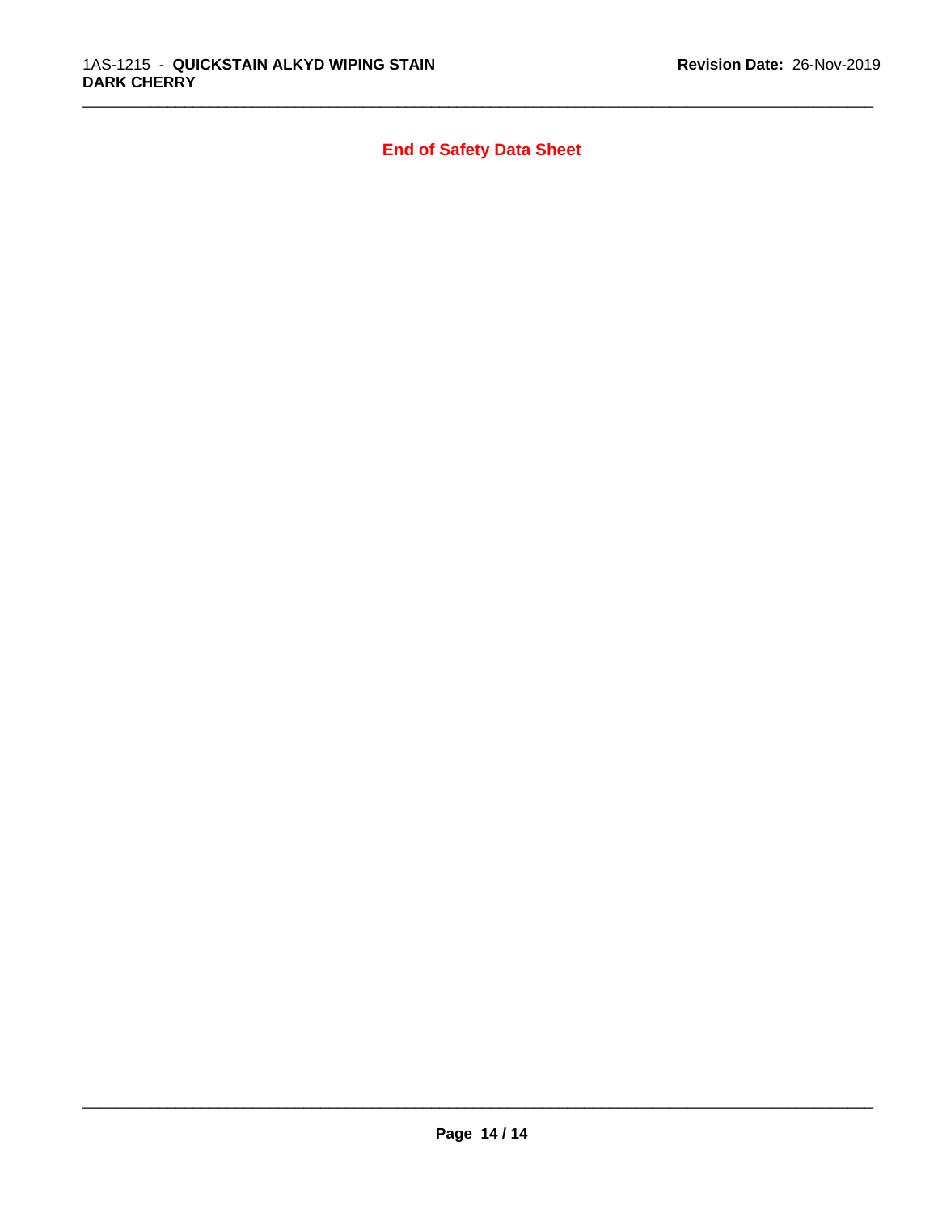**End of Safety Data Sheet**